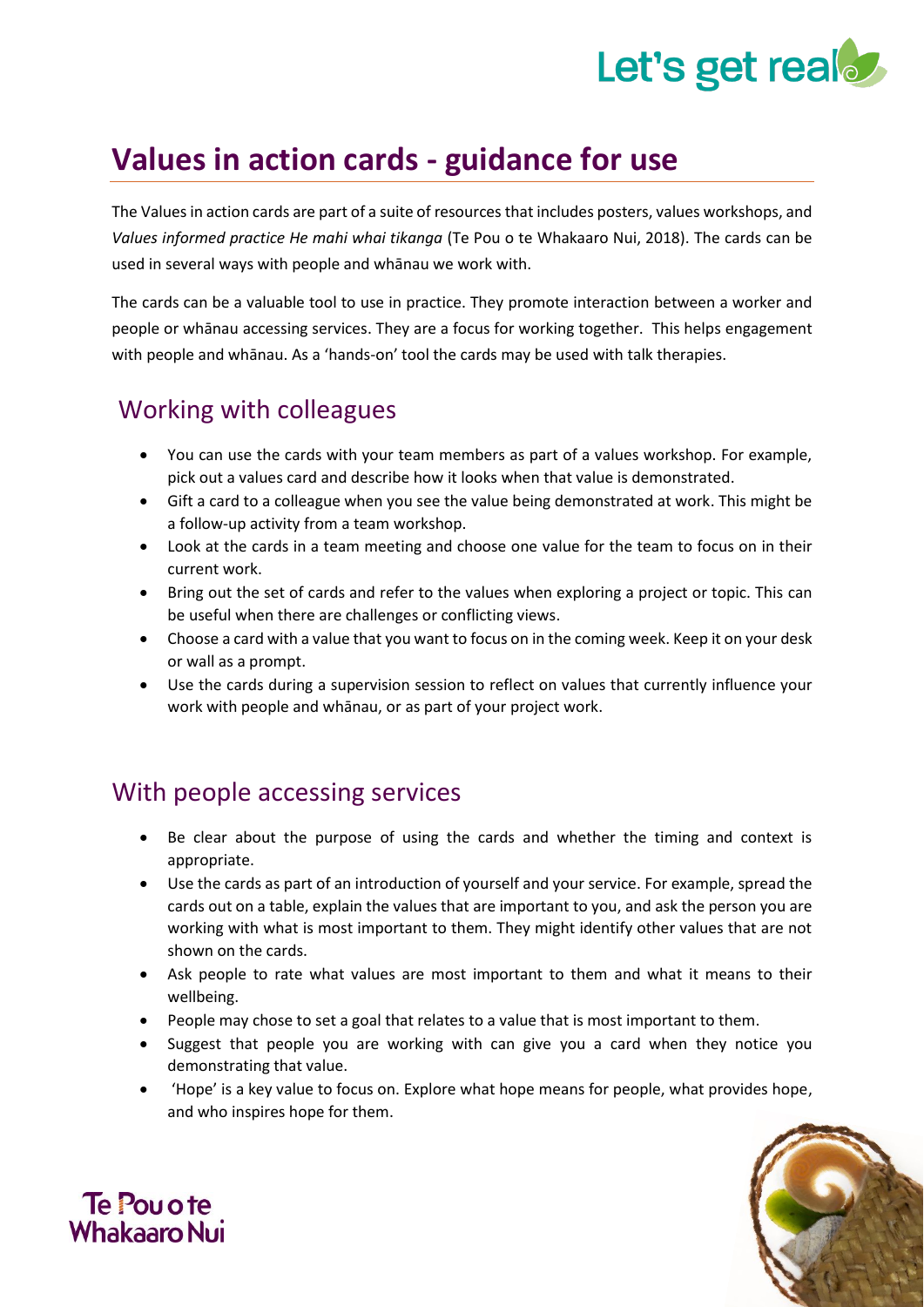# Values in action cards - guidance for use

The Values in action cards are part of a suite of resources that includes posters, values workshops, and *Values informed practice He mahi whai tikanga* (Te Pou o te Whakaaro Nui, 2018). The cards can be used in several ways with people and whānau we work with.

The cards can be a valuable tool to use in practice. They promote interaction between a worker and people or whānau accessing services. They are a focus for working together. This helps engagement with people and whānau. As a 'hands-on' tool the cards may be used with talk therapies.

## Working with colleagues

- You can use the cards with your team members as part of a values workshop. For example, pick out a values card and describe how it looks when that value is demonstrated.
- Gift a card to a colleague when you see the value being demonstrated at work. This might be a follow-up activity from a team workshop.
- Look at the cards in a team meeting and choose one value for the team to focus on in their current work.
- Bring out the set of cards and refer to the values when exploring a project or topic. This can be useful when there are challenges or conflicting views.
- Choose a card with a value that you want to focus on in the coming week. Keep it on your desk or wall as a prompt.
- Use the cards during a supervision session to reflect on values that currently influence your work with people and whānau, or as part of your project work.

## With people accessing services

- Be clear about the purpose of using the cards and whether the timing and context is appropriate.
- Use the cards as part of an introduction of yourself and your service. For example, spread the cards out on a table, explain the values that are important to you, and ask the person you are working with what is most important to them. They might identify other values that are not shown on the cards.
- Ask people to rate what values are most important to them and what it means to their wellbeing.
- People may chose to set a goal that relates to a value that is most important to them.
- Suggest that people you are working with can give you a card when they notice you demonstrating that value.
- 'Hope' is a key value to focus on. Explore what hope means for people, what provides hope, and who inspires hope for them.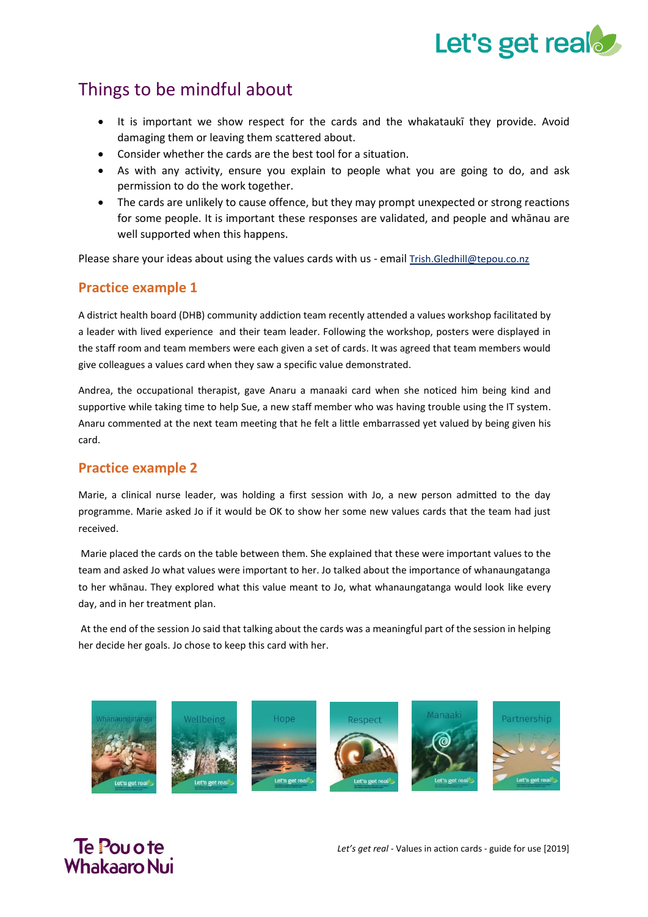# Things to be mindful about

- It is important we show respect for the cards and the whakataukī they provide. Avoid damaging them or leaving them scattered about.
- Consider whether the cards are the best tool for a situation.
- As with any activity, ensure you explain to people what you are going to do, and ask permission to do the work together.
- The cards are unlikely to cause offence, but they may prompt unexpected or strong reactions for some people. It is important these responses are validated, and people and whānau are well supported when this happens.

Please share your ideas about using the values cards with us - email Trish.Gledhill@tepou.co.nz

## Practice example 1

A district health board (DHB) community addiction team recently attended a values workshop facilitated by a leader with lived experience and their team leader. Following the workshop, posters were displayed in the staff room and team members were each given a set of cards. It was agreed that team members would give colleagues a values card when they saw a specific value demonstrated.

Andrea, the occupational therapist, gave Anaru a manaaki card when she noticed him being kind and supportive while taking time to help Sue, a new staff member who was having trouble using the IT system. Anaru commented at the next team meeting that he felt a little embarrassed yet valued by being given his card.

## Practice example 2

Marie, a clinical nurse leader, was holding a first session with Jo, a new person admitted to the day programme. Marie asked Jo if it would be OK to show her some new values cards that the team had just received.

Marie placed the cards on the table between them. She explained that these were important values to the team and asked Jo what values were important to her. Jo talked about the importance of whanaungatanga to her whānau. They explored what this value meant to Jo, what whanaungatanga would look like every day, and in her treatment plan.

At the end of the session Jo said that talking about the cards was a meaningful part of the session in helping her decide her goals. Jo chose to keep this card with her.

Whanaungatanga

Wellbeing

Hope

Respect

Manaaki

Partnership